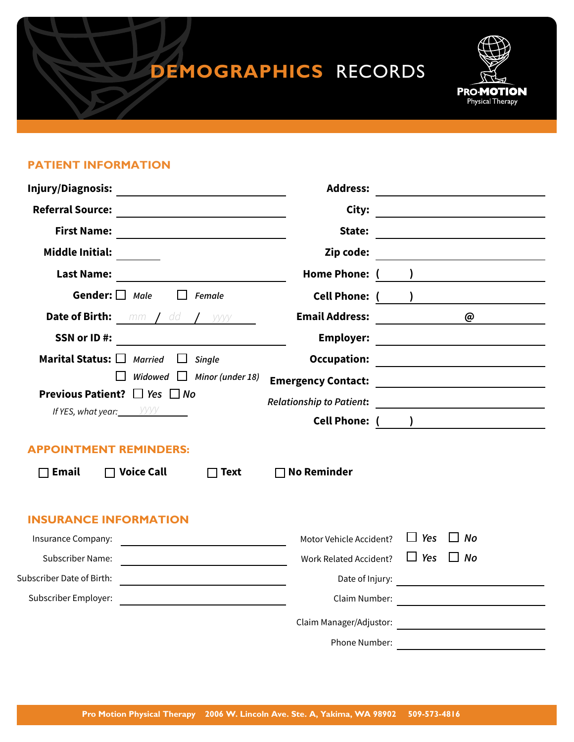# DEMOGRAPHICS RECORDS

**PRO·MOTION** Physical Therapy

## PATIENT INFORMATION

**Injury/Diagnosis:** ______________________

**Referral Source:** ______________________

**First Name:** ______________________

**Middle Initial:** ______

**Last Name:** ______________________

**Gender:** ☐ *Male* ☐ *Female*

**Date of Birth:** *mm* / *dd* / *yyyy*

**SSN or ID #:** ______________________

**Marital Status:** ☐ *Married* ☐ *Single* ☐ *Widowed* ☐ *Minor (under 18)*

**Previous Patient?** ☐ *Yes* ☐ *No*

*If YES, what year:* *yyyy*

**Address:** ______________________

**City:** ______________________

**State:** ______________________

**Zip code:** ______________________

**Home Phone:** ( ) ______________________

**Cell Phone:** ( ) ______________________

**Email Address:** __________ @ __________

**Employer:** ______________________

**Occupation:** ______________________

**Emergency Contact:** ______________________

*Relationship to Patient*: ______________________

**Cell Phone:** ( ) ______________________

## APPOINTMENT REMINDERS:

☐ **Email** ☐ **Voice Call** ☐ **Text** ☐ **No Reminder**

## INSURANCE INFORMATION

Insurance Company: ______________________

Subscriber Name: ______________________

Subscriber Date of Birth: ______________________

Subscriber Employer: ______________________

Motor Vehicle Accident? ☐ *Yes* ☐ *No*

Work Related Accident? ☐ *Yes* ☐ *No*

Date of Injury: ______________________

Claim Number: ______________________

Claim Manager/Adjustor: ______________________

Phone Number: ______________________

**Pro Motion Physical Therapy 2006 W. Lincoln Ave. Ste. A, Yakima, WA 98902 509-573-4816**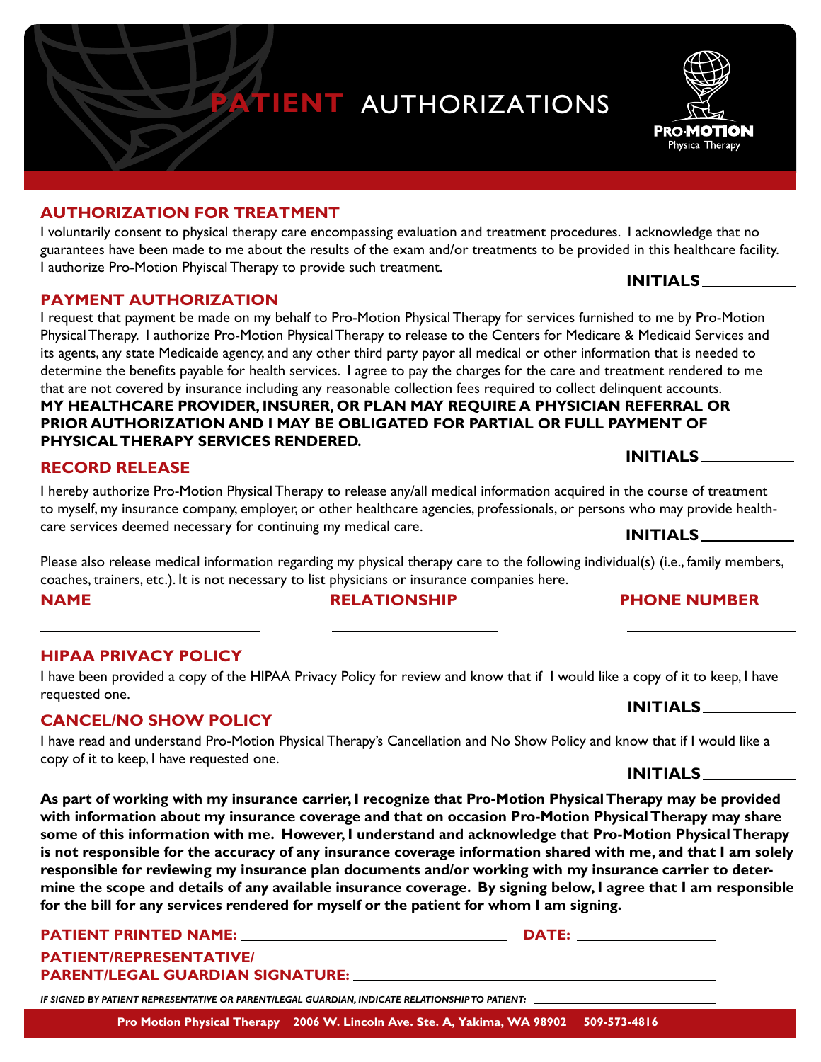# PATIENT AUTHORIZATIONS

PRO·MOTION Physical Therapy

## AUTHORIZATION FOR TREATMENT

I voluntarily consent to physical therapy care encompassing evaluation and treatment procedures. I acknowledge that no guarantees have been made to me about the results of the exam and/or treatments to be provided in this healthcare facility. I authorize Pro-Motion Phyiscal Therapy to provide such treatment.

**INITIALS** ___________

## PAYMENT AUTHORIZATION

I request that payment be made on my behalf to Pro-Motion Physical Therapy for services furnished to me by Pro-Motion Physical Therapy. I authorize Pro-Motion Physical Therapy to release to the Centers for Medicare & Medicaid Services and its agents, any state Medicaide agency, and any other third party payor all medical or other information that is needed to determine the benefits payable for health services. I agree to pay the charges for the care and treatment rendered to me that are not covered by insurance including any reasonable collection fees required to collect delinquent accounts.
**MY HEALTHCARE PROVIDER, INSURER, OR PLAN MAY REQUIRE A PHYSICIAN REFERRAL OR PRIOR AUTHORIZATION AND I MAY BE OBLIGATED FOR PARTIAL OR FULL PAYMENT OF PHYSICAL THERAPY SERVICES RENDERED.**

**INITIALS** ___________

## RECORD RELEASE

I hereby authorize Pro-Motion Physical Therapy to release any/all medical information acquired in the course of treatment to myself, my insurance company, employer, or other healthcare agencies, professionals, or persons who may provide health-care services deemed necessary for continuing my medical care.

**INITIALS** ___________

Please also release medical information regarding my physical therapy care to the following individual(s) (i.e., family members, coaches, trainers, etc.). It is not necessary to list physicians or insurance companies here.

| NAME | RELATIONSHIP | PHONE NUMBER |
| --- | --- | --- |
| ___________ | ___________ | ___________ |

## HIPAA PRIVACY POLICY

I have been provided a copy of the HIPAA Privacy Policy for review and know that if I would like a copy of it to keep, I have requested one.

**INITIALS** ___________

## CANCEL/NO SHOW POLICY

I have read and understand Pro-Motion Physical Therapy's Cancellation and No Show Policy and know that if I would like a copy of it to keep, I have requested one.

**INITIALS** ___________

**As part of working with my insurance carrier, I recognize that Pro-Motion Physical Therapy may be provided with information about my insurance coverage and that on occasion Pro-Motion Physical Therapy may share some of this information with me. However, I understand and acknowledge that Pro-Motion Physical Therapy is not responsible for the accuracy of any insurance coverage information shared with me, and that I am solely responsible for reviewing my insurance plan documents and/or working with my insurance carrier to determine the scope and details of any available insurance coverage. By signing below, I agree that I am responsible for the bill for any services rendered for myself or the patient for whom I am signing.**

**PATIENT PRINTED NAME:** ______________________ **DATE:** ___________

**PATIENT/REPRESENTATIVE/
PARENT/LEGAL GUARDIAN SIGNATURE:** ______________________

***IF SIGNED BY PATIENT REPRESENTATIVE OR PARENT/LEGAL GUARDIAN, INDICATE RELATIONSHIP TO PATIENT:*** ___________

**Pro Motion Physical Therapy 2006 W. Lincoln Ave. Ste. A, Yakima, WA 98902 509-573-4816**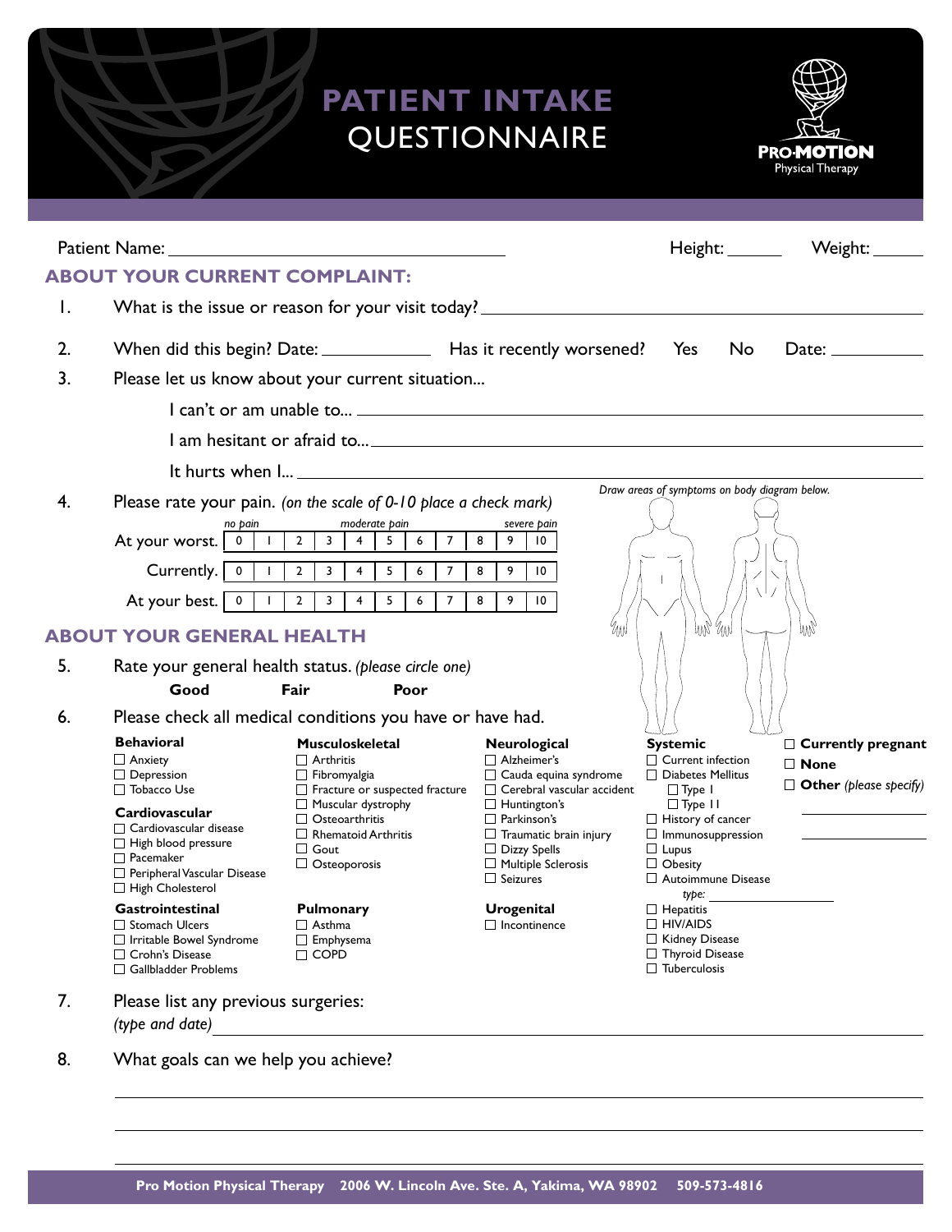# PATIENT INTAKE QUESTIONNAIRE

**PRO·MOTION** Physical Therapy

Patient Name: ______________________ Height: ______ Weight: ______

## ABOUT YOUR CURRENT COMPLAINT:

1. What is the issue or reason for your visit today? ______________________

2. When did this begin? Date: ____________ Has it recently worsened? Yes No Date: __________

3. Please let us know about your current situation...

   I can't or am unable to... ______________________

   I am hesitant or afraid to... ______________________

   It hurts when I... ______________________

4. Please rate your pain. *(on the scale of 0-10 place a check mark)*

*Draw areas of symptoms on body diagram below.*

| | *no pain* | | | | *moderate pain* | | | | | *severe pain* | |
|---|---|---|---|---|---|---|---|---|---|---|---|
| At your worst. | 0 | 1 | 2 | 3 | 4 | 5 | 6 | 7 | 8 | 9 | 10 |
| Currently. | 0 | 1 | 2 | 3 | 4 | 5 | 6 | 7 | 8 | 9 | 10 |
| At your best. | 0 | 1 | 2 | 3 | 4 | 5 | 6 | 7 | 8 | 9 | 10 |

## ABOUT YOUR GENERAL HEALTH

5. Rate your general health status. *(please circle one)*

   **Good** **Fair** **Poor**

6. Please check all medical conditions you have or have had.

**Behavioral**
- ☐ Anxiety
- ☐ Depression
- ☐ Tobacco Use

**Cardiovascular**
- ☐ Cardiovascular disease
- ☐ High blood pressure
- ☐ Pacemaker
- ☐ Peripheral Vascular Disease
- ☐ High Cholesterol

**Gastrointestinal**
- ☐ Stomach Ulcers
- ☐ Irritable Bowel Syndrome
- ☐ Crohn's Disease
- ☐ Gallbladder Problems

**Musculoskeletal**
- ☐ Arthritis
- ☐ Fibromyalgia
- ☐ Fracture or suspected fracture
- ☐ Muscular dystrophy
- ☐ Osteoarthritis
- ☐ Rhematoid Arthritis
- ☐ Gout
- ☐ Osteoporosis

**Pulmonary**
- ☐ Asthma
- ☐ Emphysema
- ☐ COPD

**Neurological**
- ☐ Alzheimer's
- ☐ Cauda equina syndrome
- ☐ Cerebral vascular accident
- ☐ Huntington's
- ☐ Parkinson's
- ☐ Traumatic brain injury
- ☐ Dizzy Spells
- ☐ Multiple Sclerosis
- ☐ Seizures

**Urogenital**
- ☐ Incontinence

**Systemic**
- ☐ Current infection
- ☐ Diabetes Mellitus
  - ☐ Type I
  - ☐ Type II
- ☐ History of cancer
- ☐ Immunosuppression
- ☐ Lupus
- ☐ Obesity
- ☐ Autoimmune Disease
  *type:* ______________
- ☐ Hepatitis
- ☐ HIV/AIDS
- ☐ Kidney Disease
- ☐ Thyroid Disease
- ☐ Tuberculosis

- ☐ **Currently pregnant**
- ☐ **None**
- ☐ **Other** *(please specify)* ______________

7. Please list any previous surgeries:
   *(type and date)* ______________________

8. What goals can we help you achieve?

______________________

______________________

______________________

**Pro Motion Physical Therapy 2006 W. Lincoln Ave. Ste. A, Yakima, WA 98902 509-573-4816**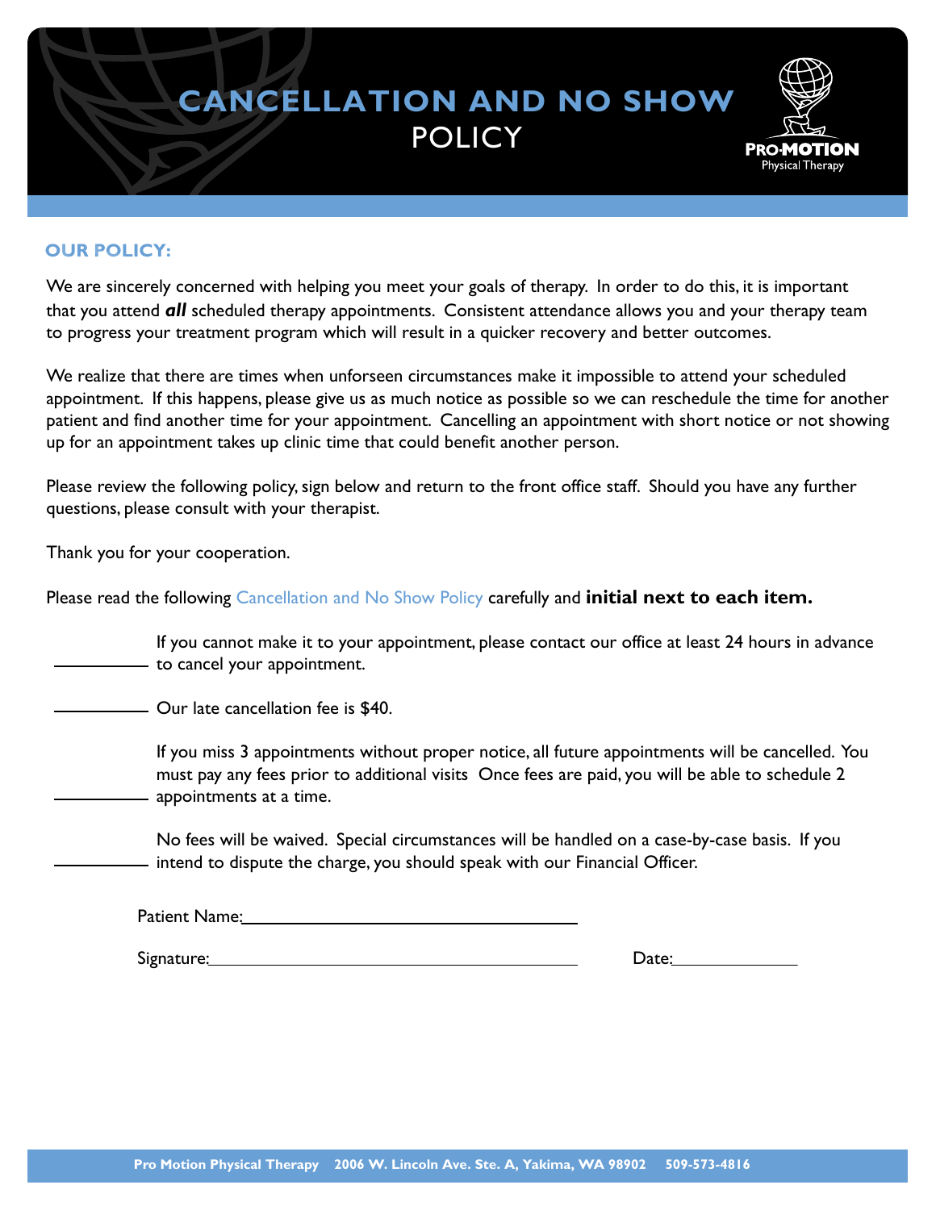# CANCELLATION AND NO SHOW POLICY

PRO·MOTION
Physical Therapy

## OUR POLICY:

We are sincerely concerned with helping you meet your goals of therapy. In order to do this, it is important that you attend ***all*** scheduled therapy appointments. Consistent attendance allows you and your therapy team to progress your treatment program which will result in a quicker recovery and better outcomes.

We realize that there are times when unforseen circumstances make it impossible to attend your scheduled appointment. If this happens, please give us as much notice as possible so we can reschedule the time for another patient and find another time for your appointment. Cancelling an appointment with short notice or not showing up for an appointment takes up clinic time that could benefit another person.

Please review the following policy, sign below and return to the front office staff. Should you have any further questions, please consult with your therapist.

Thank you for your cooperation.

Please read the following Cancellation and No Show Policy carefully and **initial next to each item.**

\_\_\_\_\_\_\_\_ If you cannot make it to your appointment, please contact our office at least 24 hours in advance to cancel your appointment.

\_\_\_\_\_\_\_\_ Our late cancellation fee is $40.

\_\_\_\_\_\_\_\_ If you miss 3 appointments without proper notice, all future appointments will be cancelled. You must pay any fees prior to additional visits Once fees are paid, you will be able to schedule 2 appointments at a time.

\_\_\_\_\_\_\_\_ No fees will be waived. Special circumstances will be handled on a case-by-case basis. If you intend to dispute the charge, you should speak with our Financial Officer.

Patient Name:\_\_\_\_\_\_\_\_\_\_\_\_\_\_\_\_\_\_\_\_\_\_\_\_\_\_\_\_\_\_

Signature:\_\_\_\_\_\_\_\_\_\_\_\_\_\_\_\_\_\_\_\_\_\_\_\_\_\_\_\_\_\_ Date:\_\_\_\_\_\_\_\_\_\_

Pro Motion Physical Therapy 2006 W. Lincoln Ave. Ste. A, Yakima, WA 98902 509-573-4816